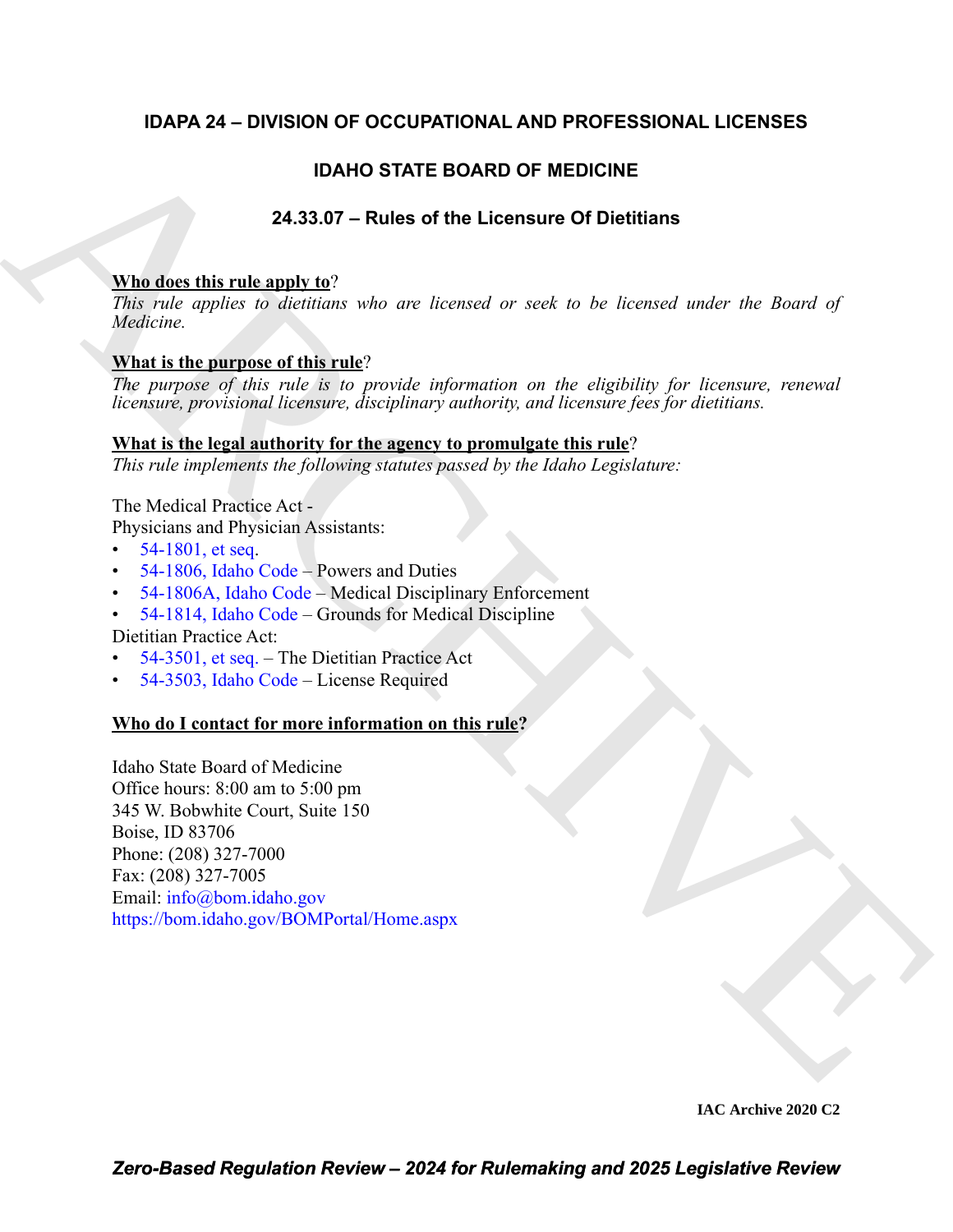# IDAPA 24 – DIVISION OF OCCUPATIONAL AND PROFESSIONAL LICENSES

## IDAHO STATE BOARD OF MEDICINE

### 24.33.07 – Rules of the Licensure Of Dietitians

**Who does this rule apply to**?

*This rule applies to dietitians who are licensed or seek to be licensed under the Board of Medicine.*

**What is the purpose of this rule**?

*The purpose of this rule is to provide information on the eligibility for licensure, renewal licensure, provisional licensure, disciplinary authority, and licensure fees for dietitians.*

**What is the legal authority for the agency to promulgate this rule**?

*This rule implements the following statutes passed by the Idaho Legislature:*

The Medical Practice Act -
Physicians and Physician Assistants:

- 54-1801, et seq.
- 54-1806, Idaho Code – Powers and Duties
- 54-1806A, Idaho Code – Medical Disciplinary Enforcement
- 54-1814, Idaho Code – Grounds for Medical Discipline

Dietitian Practice Act:

- 54-3501, et seq. – The Dietitian Practice Act
- 54-3503, Idaho Code – License Required

**Who do I contact for more information on this rule?**

Idaho State Board of Medicine
Office hours: 8:00 am to 5:00 pm
345 W. Bobwhite Court, Suite 150
Boise, ID 83706
Phone: (208) 327-7000
Fax: (208) 327-7005
Email: info@bom.idaho.gov
https://bom.idaho.gov/BOMPortal/Home.aspx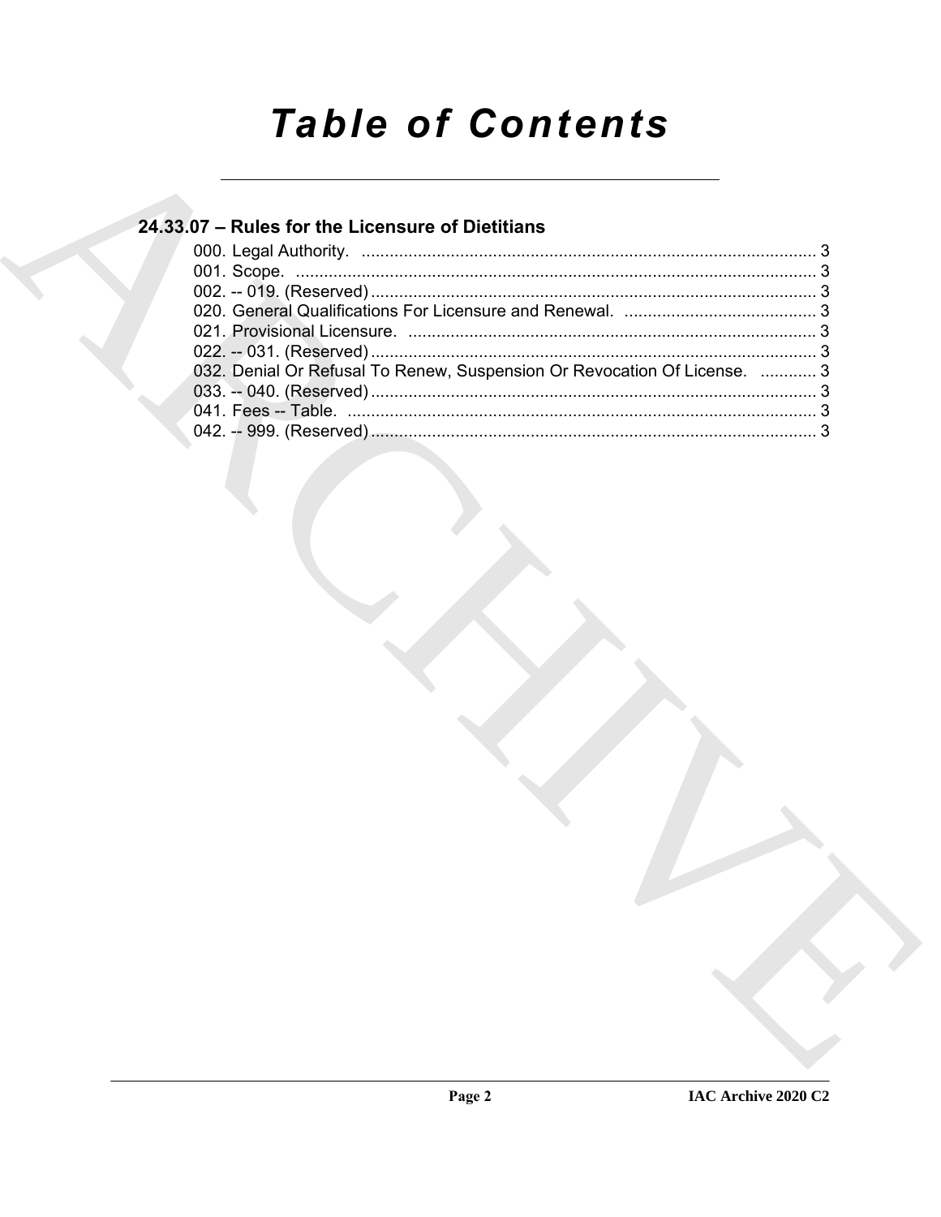# Table of Contents

## 24.33.07 – Rules for the Licensure of Dietitians

000. Legal Authority. .......... 3
001. Scope. .......... 3
002. -- 019. (Reserved) .......... 3
020. General Qualifications For Licensure and Renewal. .......... 3
021. Provisional Licensure. .......... 3
022. -- 031. (Reserved) .......... 3
032. Denial Or Refusal To Renew, Suspension Or Revocation Of License. .......... 3
033. -- 040. (Reserved) .......... 3
041. Fees -- Table. .......... 3
042. -- 999. (Reserved) .......... 3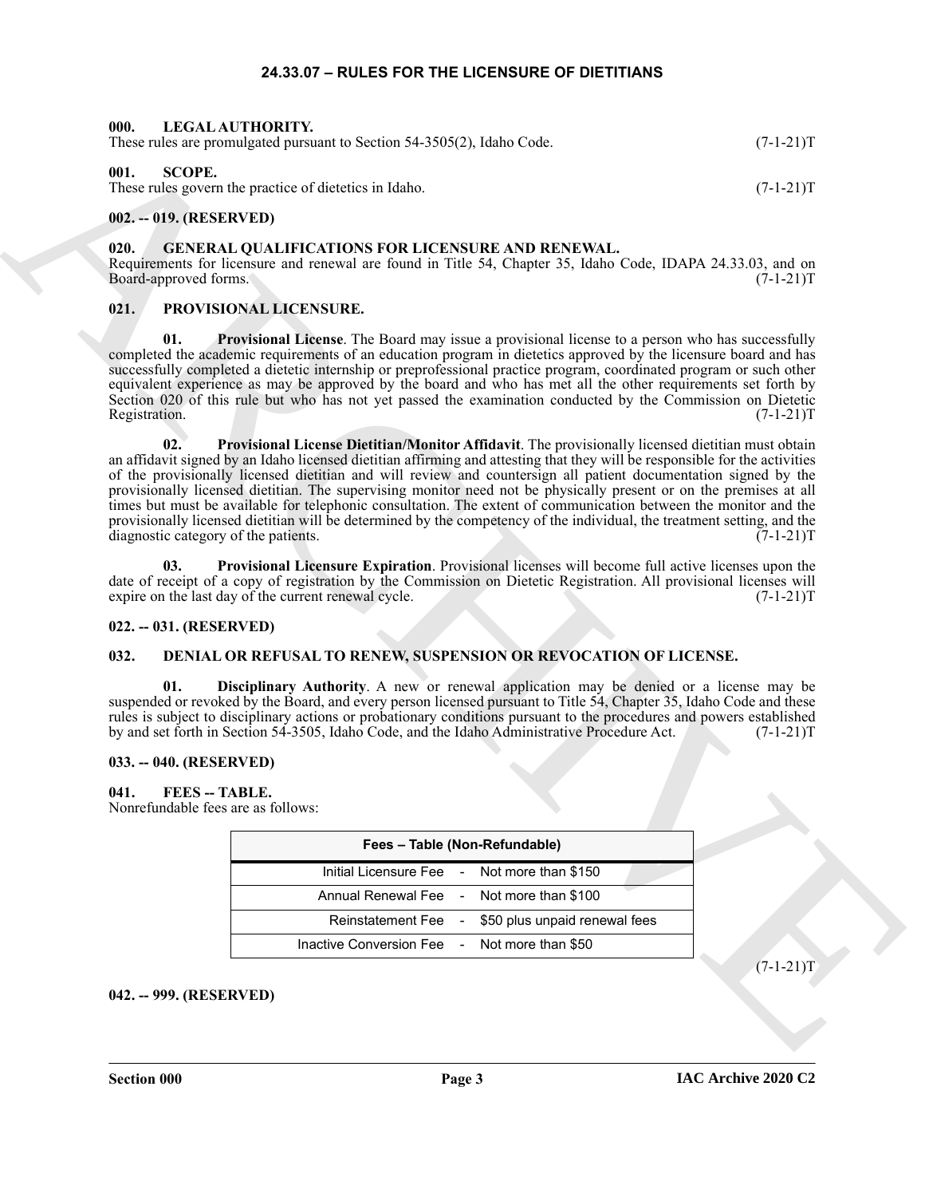# 24.33.07 – RULES FOR THE LICENSURE OF DIETITIANS

## 000. LEGAL AUTHORITY.

These rules are promulgated pursuant to Section 54-3505(2), Idaho Code. (7-1-21)T

## 001. SCOPE.

These rules govern the practice of dietetics in Idaho. (7-1-21)T

## 002. -- 019. (RESERVED)

## 020. GENERAL QUALIFICATIONS FOR LICENSURE AND RENEWAL.

Requirements for licensure and renewal are found in Title 54, Chapter 35, Idaho Code, IDAPA 24.33.03, and on Board-approved forms. (7-1-21)T

## 021. PROVISIONAL LICENSURE.

**01. Provisional License**. The Board may issue a provisional license to a person who has successfully completed the academic requirements of an education program in dietetics approved by the licensure board and has successfully completed a dietetic internship or preprofessional practice program, coordinated program or such other equivalent experience as may be approved by the board and who has met all the other requirements set forth by Section 020 of this rule but who has not yet passed the examination conducted by the Commission on Dietetic Registration. (7-1-21)T

**02. Provisional License Dietitian/Monitor Affidavit**. The provisionally licensed dietitian must obtain an affidavit signed by an Idaho licensed dietitian affirming and attesting that they will be responsible for the activities of the provisionally licensed dietitian and will review and countersign all patient documentation signed by the provisionally licensed dietitian. The supervising monitor need not be physically present or on the premises at all times but must be available for telephonic consultation. The extent of communication between the monitor and the provisionally licensed dietitian will be determined by the competency of the individual, the treatment setting, and the diagnostic category of the patients. (7-1-21)T

**03. Provisional Licensure Expiration**. Provisional licenses will become full active licenses upon the date of receipt of a copy of registration by the Commission on Dietetic Registration. All provisional licenses will expire on the last day of the current renewal cycle. (7-1-21)T

## 022. -- 031. (RESERVED)

## 032. DENIAL OR REFUSAL TO RENEW, SUSPENSION OR REVOCATION OF LICENSE.

**01. Disciplinary Authority**. A new or renewal application may be denied or a license may be suspended or revoked by the Board, and every person licensed pursuant to Title 54, Chapter 35, Idaho Code and these rules is subject to disciplinary actions or probationary conditions pursuant to the procedures and powers established by and set forth in Section 54-3505, Idaho Code, and the Idaho Administrative Procedure Act. (7-1-21)T

## 033. -- 040. (RESERVED)

## 041. FEES -- TABLE.

Nonrefundable fees are as follows:

| Fees – Table (Non-Refundable) | |
|---|---|
| Initial Licensure Fee - | Not more than $150 |
| Annual Renewal Fee - | Not more than $100 |
| Reinstatement Fee - | $50 plus unpaid renewal fees |
| Inactive Conversion Fee - | Not more than $50 |

(7-1-21)T

## 042. -- 999. (RESERVED)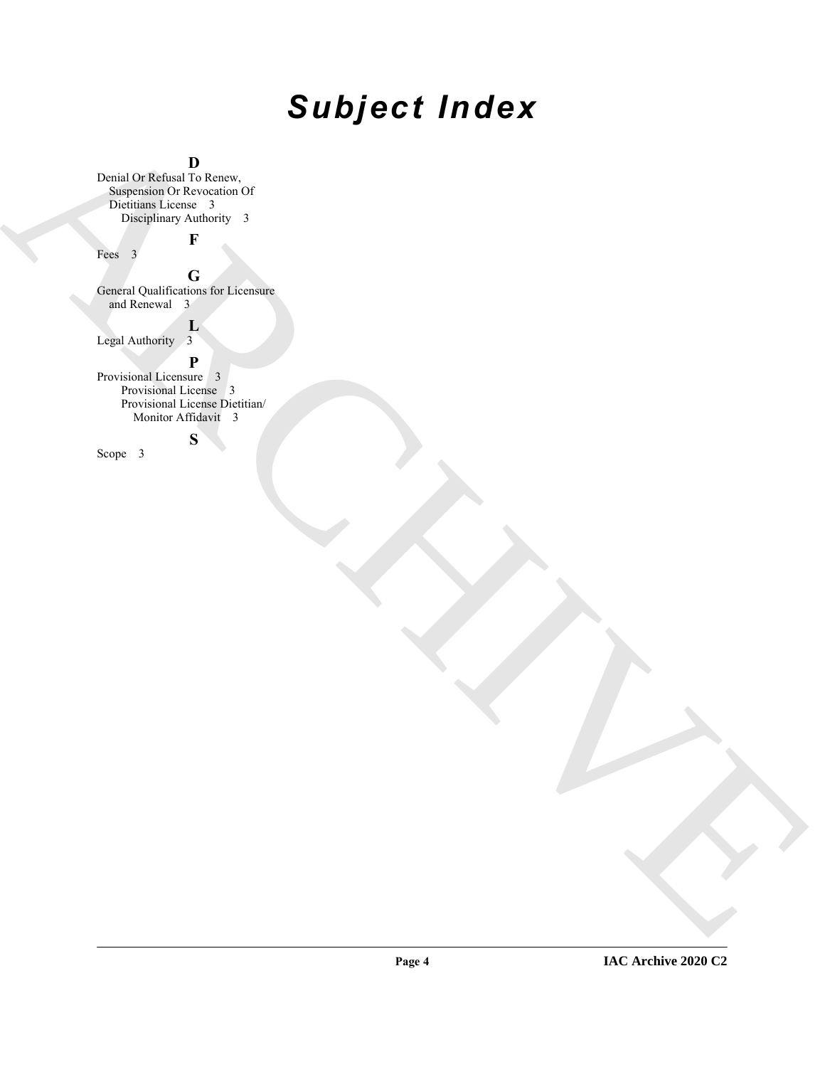# *Subject Index*

**D**

Denial Or Refusal To Renew, Suspension Or Revocation Of Dietitians License 3
- Disciplinary Authority 3

**F**

Fees 3

**G**

General Qualifications for Licensure and Renewal 3

**L**

Legal Authority 3

**P**

Provisional Licensure 3
- Provisional License 3
- Provisional License Dietitian/ Monitor Affidavit 3

**S**

Scope 3